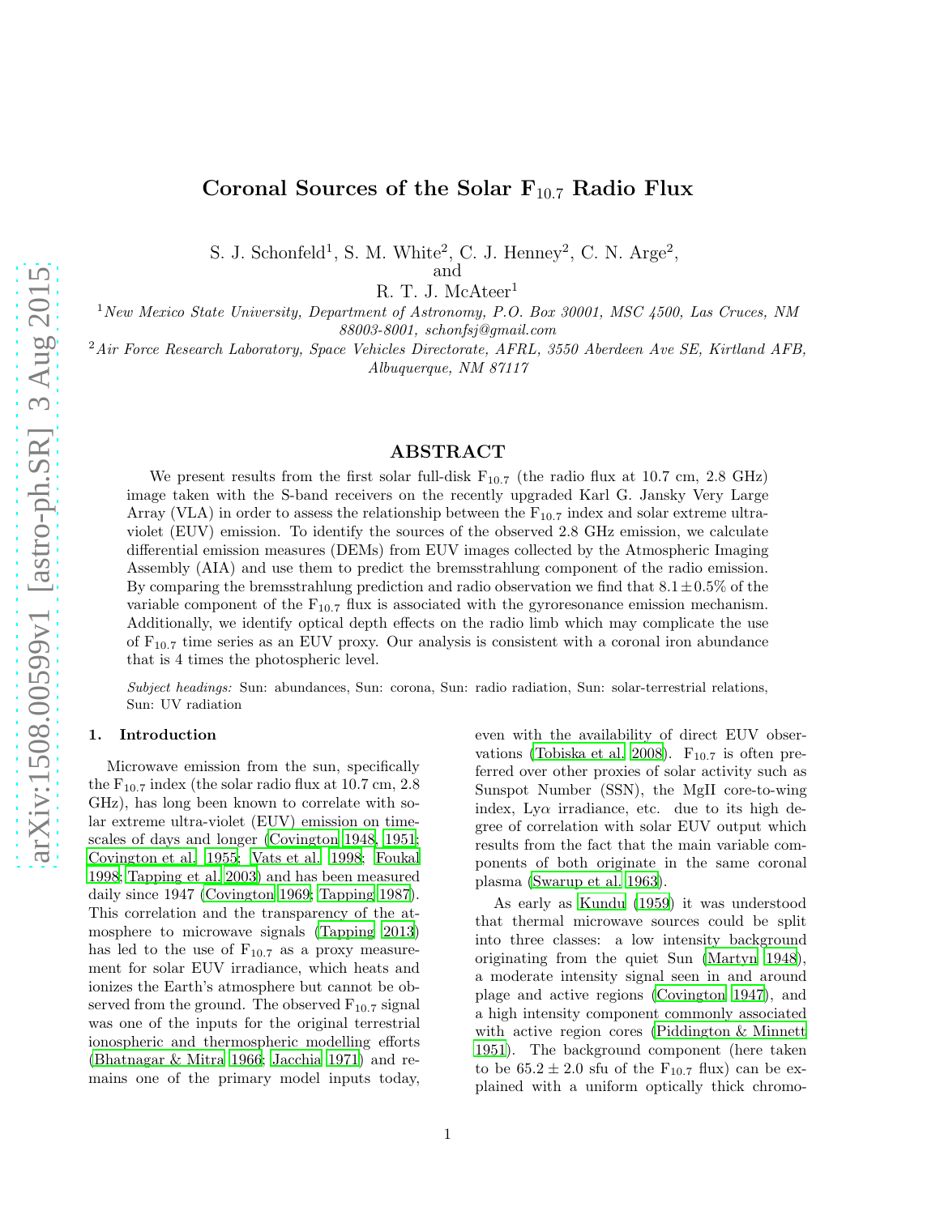# Coronal Sources of the Solar $F_{10.7}$ Radio Flux

S. J. Schonfeld[1], S. M. White[2], C. J. Henney[2], C. N. Arge[2],
and
R. T. J. McAteer[1]

[1]*New Mexico State University, Department of Astronomy, P.O. Box 30001, MSC 4500, Las Cruces, NM 88003-8001, schonfsj@gmail.com*

[2]*Air Force Research Laboratory, Space Vehicles Directorate, AFRL, 3550 Aberdeen Ave SE, Kirtland AFB, Albuquerque, NM 87117*

## ABSTRACT

We present results from the first solar full-disk $F_{10.7}$ (the radio flux at 10.7 cm, 2.8 GHz) image taken with the S-band receivers on the recently upgraded Karl G. Jansky Very Large Array (VLA) in order to assess the relationship between the $F_{10.7}$ index and solar extreme ultraviolet (EUV) emission. To identify the sources of the observed 2.8 GHz emission, we calculate differential emission measures (DEMs) from EUV images collected by the Atmospheric Imaging Assembly (AIA) and use them to predict the bremsstrahlung component of the radio emission. By comparing the bremsstrahlung prediction and radio observation we find that $8.1 \pm 0.5\%$ of the variable component of the $F_{10.7}$ flux is associated with the gyroresonance emission mechanism. Additionally, we identify optical depth effects on the radio limb which may complicate the use of $F_{10.7}$ time series as an EUV proxy. Our analysis is consistent with a coronal iron abundance that is 4 times the photospheric level.

*Subject headings:* Sun: abundances, Sun: corona, Sun: radio radiation, Sun: solar-terrestrial relations, Sun: UV radiation

## 1. Introduction

Microwave emission from the sun, specifically the $F_{10.7}$ index (the solar radio flux at 10.7 cm, 2.8 GHz), has long been known to correlate with solar extreme ultra-violet (EUV) emission on timescales of days and longer (Covington 1948, 1951; Covington et al. 1955; Vats et al. 1998; Foukal 1998; Tapping et al. 2003) and has been measured daily since 1947 (Covington 1969; Tapping 1987). This correlation and the transparency of the atmosphere to microwave signals (Tapping 2013) has led to the use of $F_{10.7}$ as a proxy measurement for solar EUV irradiance, which heats and ionizes the Earth's atmosphere but cannot be observed from the ground. The observed $F_{10.7}$ signal was one of the inputs for the original terrestrial ionospheric and thermospheric modelling efforts (Bhatnagar & Mitra 1966; Jacchia 1971) and remains one of the primary model inputs today, even with the availability of direct EUV observations (Tobiska et al. 2008). $F_{10.7}$ is often preferred over other proxies of solar activity such as Sunspot Number (SSN), the MgII core-to-wing index, Ly$\alpha$ irradiance, etc. due to its high degree of correlation with solar EUV output which results from the fact that the main variable components of both originate in the same coronal plasma (Swarup et al. 1963).

As early as Kundu (1959) it was understood that thermal microwave sources could be split into three classes: a low intensity background originating from the quiet Sun (Martyn 1948), a moderate intensity signal seen in and around plage and active regions (Covington 1947), and a high intensity component commonly associated with active region cores (Piddington & Minnett 1951). The background component (here taken to be $65.2 \pm 2.0$ sfu of the $F_{10.7}$ flux) can be explained with a uniform optically thick chromo-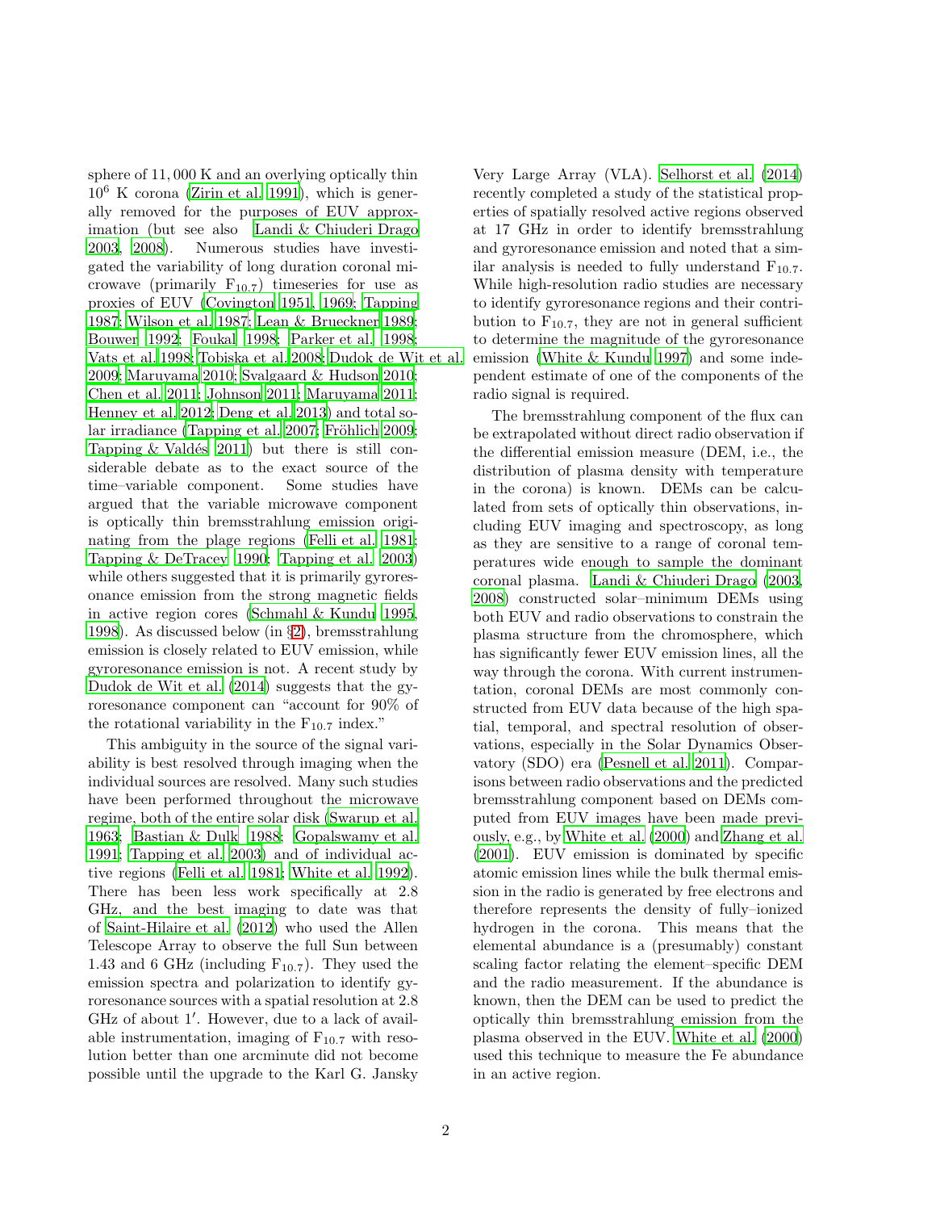sphere of 11,000 K and an overlying optically thin $10^6$ K corona (Zirin et al. 1991), which is generally removed for the purposes of EUV approximation (but see also Landi & Chiuderi Drago 2003, 2008). Numerous studies have investigated the variability of long duration coronal microwave (primarily $F_{10.7}$) timeseries for use as proxies of EUV (Covington 1951, 1969; Tapping 1987; Wilson et al. 1987; Lean & Brueckner 1989; Bouwer 1992; Foukal 1998; Parker et al. 1998; Vats et al. 1998; Tobiska et al. 2008; Dudok de Wit et al. 2009; Maruyama 2010; Svalgaard & Hudson 2010; Chen et al. 2011; Johnson 2011; Maruyama 2011; Henney et al. 2012; Deng et al. 2013) and total solar irradiance (Tapping et al. 2007; Fröhlich 2009; Tapping & Valdés 2011) but there is still considerable debate as to the exact source of the time–variable component. Some studies have argued that the variable microwave component is optically thin bremsstrahlung emission originating from the plage regions (Felli et al. 1981; Tapping & DeTracey 1990; Tapping et al. 2003) while others suggested that it is primarily gyroresonance emission from the strong magnetic fields in active region cores (Schmahl & Kundu 1995, 1998). As discussed below (in §2), bremsstrahlung emission is closely related to EUV emission, while gyroresonance emission is not. A recent study by Dudok de Wit et al. (2014) suggests that the gyroresonance component can "account for 90% of the rotational variability in the $F_{10.7}$ index."

This ambiguity in the source of the signal variability is best resolved through imaging when the individual sources are resolved. Many such studies have been performed throughout the microwave regime, both of the entire solar disk (Swarup et al. 1963; Bastian & Dulk 1988; Gopalswamy et al. 1991; Tapping et al. 2003) and of individual active regions (Felli et al. 1981; White et al. 1992). There has been less work specifically at 2.8 GHz, and the best imaging to date was that of Saint-Hilaire et al. (2012) who used the Allen Telescope Array to observe the full Sun between 1.43 and 6 GHz (including $F_{10.7}$). They used the emission spectra and polarization to identify gyroresonance sources with a spatial resolution at 2.8 GHz of about $1'$. However, due to a lack of available instrumentation, imaging of $F_{10.7}$ with resolution better than one arcminute did not become possible until the upgrade to the Karl G. Jansky Very Large Array (VLA). Selhorst et al. (2014) recently completed a study of the statistical properties of spatially resolved active regions observed at 17 GHz in order to identify bremsstrahlung and gyroresonance emission and noted that a similar analysis is needed to fully understand $F_{10.7}$. While high-resolution radio studies are necessary to identify gyroresonance regions and their contribution to $F_{10.7}$, they are not in general sufficient to determine the magnitude of the gyroresonance emission (White & Kundu 1997) and some independent estimate of one of the components of the radio signal is required.

The bremsstrahlung component of the flux can be extrapolated without direct radio observation if the differential emission measure (DEM, i.e., the distribution of plasma density with temperature in the corona) is known. DEMs can be calculated from sets of optically thin observations, including EUV imaging and spectroscopy, as long as they are sensitive to a range of coronal temperatures wide enough to sample the dominant coronal plasma. Landi & Chiuderi Drago (2003, 2008) constructed solar–minimum DEMs using both EUV and radio observations to constrain the plasma structure from the chromosphere, which has significantly fewer EUV emission lines, all the way through the corona. With current instrumentation, coronal DEMs are most commonly constructed from EUV data because of the high spatial, temporal, and spectral resolution of observations, especially in the Solar Dynamics Observatory (SDO) era (Pesnell et al. 2011). Comparisons between radio observations and the predicted bremsstrahlung component based on DEMs computed from EUV images have been made previously, e.g., by White et al. (2000) and Zhang et al. (2001). EUV emission is dominated by specific atomic emission lines while the bulk thermal emission in the radio is generated by free electrons and therefore represents the density of fully–ionized hydrogen in the corona. This means that the elemental abundance is a (presumably) constant scaling factor relating the element–specific DEM and the radio measurement. If the abundance is known, then the DEM can be used to predict the optically thin bremsstrahlung emission from the plasma observed in the EUV. White et al. (2000) used this technique to measure the Fe abundance in an active region.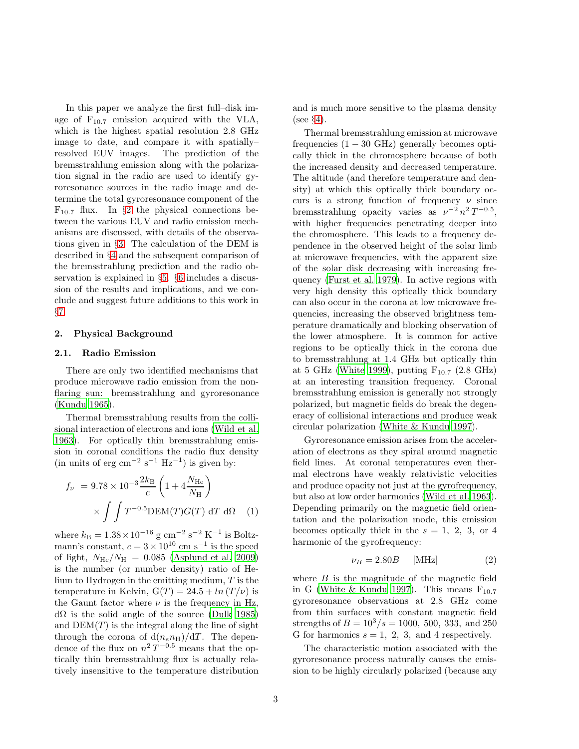In this paper we analyze the first full–disk image of $F_{10.7}$ emission acquired with the VLA, which is the highest spatial resolution 2.8 GHz image to date, and compare it with spatially–resolved EUV images. The prediction of the bremsstrahlung emission along with the polarization signal in the radio are used to identify gyroresonance sources in the radio image and determine the total gyroresonance component of the $F_{10.7}$ flux. In §2 the physical connections between the various EUV and radio emission mechanisms are discussed, with details of the observations given in §3. The calculation of the DEM is described in §4 and the subsequent comparison of the bremsstrahlung prediction and the radio observation is explained in §5. §6 includes a discussion of the results and implications, and we conclude and suggest future additions to this work in §7.

## 2. Physical Background

### 2.1. Radio Emission

There are only two identified mechanisms that produce microwave radio emission from the non-flaring sun: bremsstrahlung and gyroresonance (Kundu 1965).

Thermal bremsstrahlung results from the collisional interaction of electrons and ions (Wild et al. 1963). For optically thin bremsstrahlung emission in coronal conditions the radio flux density (in units of erg cm$^{-2}$ s$^{-1}$ Hz$^{-1}$) is given by:

$$f_\nu = 9.78 \times 10^{-3} \frac{2k_\mathrm{B}}{c}\left(1 + 4\frac{N_\mathrm{He}}{N_\mathrm{H}}\right) \times \int\int T^{-0.5}\mathrm{DEM}(T)G(T)\;\mathrm{d}T\;\mathrm{d}\Omega \quad (1)$$

where $k_\mathrm{B} = 1.38 \times 10^{-16}$ g cm$^{-2}$ s$^{-2}$ K$^{-1}$ is Boltzmann's constant, $c = 3 \times 10^{10}$ cm s$^{-1}$ is the speed of light, $N_\mathrm{He}/N_\mathrm{H} = 0.085$ (Asplund et al. 2009) is the number (or number density) ratio of Helium to Hydrogen in the emitting medium, $T$ is the temperature in Kelvin, $\mathrm{G}(T) = 24.5 + ln\,(T/\nu)$ is the Gaunt factor where $\nu$ is the frequency in Hz, d$\Omega$ is the solid angle of the source (Dulk 1985) and DEM$(T)$ is the integral along the line of sight through the corona of $\mathrm{d}(n_e n_\mathrm{H})/\mathrm{d}T$. The dependence of the flux on $n^2\,T^{-0.5}$ means that the optically thin bremsstrahlung flux is actually relatively insensitive to the temperature distribution and is much more sensitive to the plasma density (see §4).

Thermal bremsstrahlung emission at microwave frequencies ($1-30$ GHz) generally becomes optically thick in the chromosphere because of both the increased density and decreased temperature. The altitude (and therefore temperature and density) at which this optically thick boundary occurs is a strong function of frequency $\nu$ since bremsstrahlung opacity varies as $\nu^{-2}\,n^2\,T^{-0.5}$, with higher frequencies penetrating deeper into the chromosphere. This leads to a frequency dependence in the observed height of the solar limb at microwave frequencies, with the apparent size of the solar disk decreasing with increasing frequency (Furst et al. 1979). In active regions with very high density this optically thick boundary can also occur in the corona at low microwave frequencies, increasing the observed brightness temperature dramatically and blocking observation of the lower atmosphere. It is common for active regions to be optically thick in the corona due to bremsstrahlung at 1.4 GHz but optically thin at 5 GHz (White 1999), putting $F_{10.7}$ (2.8 GHz) at an interesting transition frequency. Coronal bremsstrahlung emission is generally not strongly polarized, but magnetic fields do break the degeneracy of collisional interactions and produce weak circular polarization (White & Kundu 1997).

Gyroresonance emission arises from the acceleration of electrons as they spiral around magnetic field lines. At coronal temperatures even thermal electrons have weakly relativistic velocities and produce opacity not just at the gyrofrequency, but also at low order harmonics (Wild et al. 1963). Depending primarily on the magnetic field orientation and the polarization mode, this emission becomes optically thick in the $s = 1,\ 2,\ 3,$ or $4$ harmonic of the gyrofrequency:

$$\nu_B = 2.80B \quad [\mathrm{MHz}] \quad (2)$$

where $B$ is the magnitude of the magnetic field in G (White & Kundu 1997). This means $F_{10.7}$ gyroresonance observations at 2.8 GHz come from thin surfaces with constant magnetic field strengths of $B = 10^3/s = 1000,\ 500,\ 333,$ and $250$ G for harmonics $s = 1,\ 2,\ 3,$ and $4$ respectively.

The characteristic motion associated with the gyroresonance process naturally causes the emission to be highly circularly polarized (because any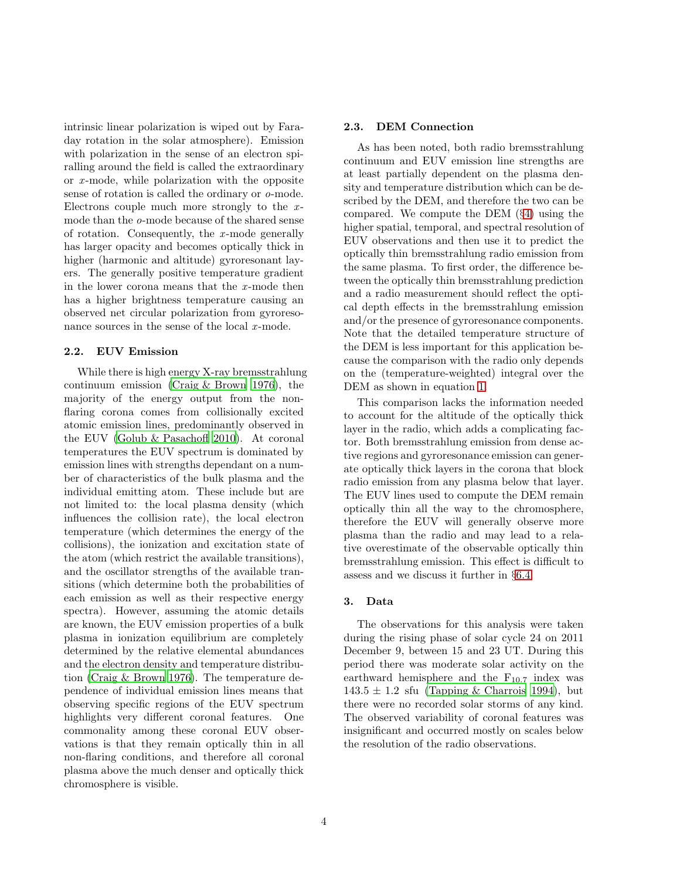intrinsic linear polarization is wiped out by Faraday rotation in the solar atmosphere). Emission with polarization in the sense of an electron spiralling around the field is called the extraordinary or $x$-mode, while polarization with the opposite sense of rotation is called the ordinary or $o$-mode. Electrons couple much more strongly to the $x$-mode than the $o$-mode because of the shared sense of rotation. Consequently, the $x$-mode generally has larger opacity and becomes optically thick in higher (harmonic and altitude) gyroresonant layers. The generally positive temperature gradient in the lower corona means that the $x$-mode then has a higher brightness temperature causing an observed net circular polarization from gyroresonance sources in the sense of the local $x$-mode.

### 2.2. EUV Emission

While there is high energy X-ray bremsstrahlung continuum emission (Craig & Brown 1976), the majority of the energy output from the non-flaring corona comes from collisionally excited atomic emission lines, predominantly observed in the EUV (Golub & Pasachoff 2010). At coronal temperatures the EUV spectrum is dominated by emission lines with strengths dependant on a number of characteristics of the bulk plasma and the individual emitting atom. These include but are not limited to: the local plasma density (which influences the collision rate), the local electron temperature (which determines the energy of the collisions), the ionization and excitation state of the atom (which restrict the available transitions), and the oscillator strengths of the available transitions (which determine both the probabilities of each emission as well as their respective energy spectra). However, assuming the atomic details are known, the EUV emission properties of a bulk plasma in ionization equilibrium are completely determined by the relative elemental abundances and the electron density and temperature distribution (Craig & Brown 1976). The temperature dependence of individual emission lines means that observing specific regions of the EUV spectrum highlights very different coronal features. One commonality among these coronal EUV observations is that they remain optically thin in all non-flaring conditions, and therefore all coronal plasma above the much denser and optically thick chromosphere is visible.

### 2.3. DEM Connection

As has been noted, both radio bremsstrahlung continuum and EUV emission line strengths are at least partially dependent on the plasma density and temperature distribution which can be described by the DEM, and therefore the two can be compared. We compute the DEM (§4) using the higher spatial, temporal, and spectral resolution of EUV observations and then use it to predict the optically thin bremsstrahlung radio emission from the same plasma. To first order, the difference between the optically thin bremsstrahlung prediction and a radio measurement should reflect the optical depth effects in the bremsstrahlung emission and/or the presence of gyroresonance components. Note that the detailed temperature structure of the DEM is less important for this application because the comparison with the radio only depends on the (temperature-weighted) integral over the DEM as shown in equation 1.

This comparison lacks the information needed to account for the altitude of the optically thick layer in the radio, which adds a complicating factor. Both bremsstrahlung emission from dense active regions and gyroresonance emission can generate optically thick layers in the corona that block radio emission from any plasma below that layer. The EUV lines used to compute the DEM remain optically thin all the way to the chromosphere, therefore the EUV will generally observe more plasma than the radio and may lead to a relative overestimate of the observable optically thin bremsstrahlung emission. This effect is difficult to assess and we discuss it further in §6.4.

## 3. Data

The observations for this analysis were taken during the rising phase of solar cycle 24 on 2011 December 9, between 15 and 23 UT. During this period there was moderate solar activity on the earthward hemisphere and the $F_{10.7}$ index was $143.5 \pm 1.2$ sfu (Tapping & Charrois 1994), but there were no recorded solar storms of any kind. The observed variability of coronal features was insignificant and occurred mostly on scales below the resolution of the radio observations.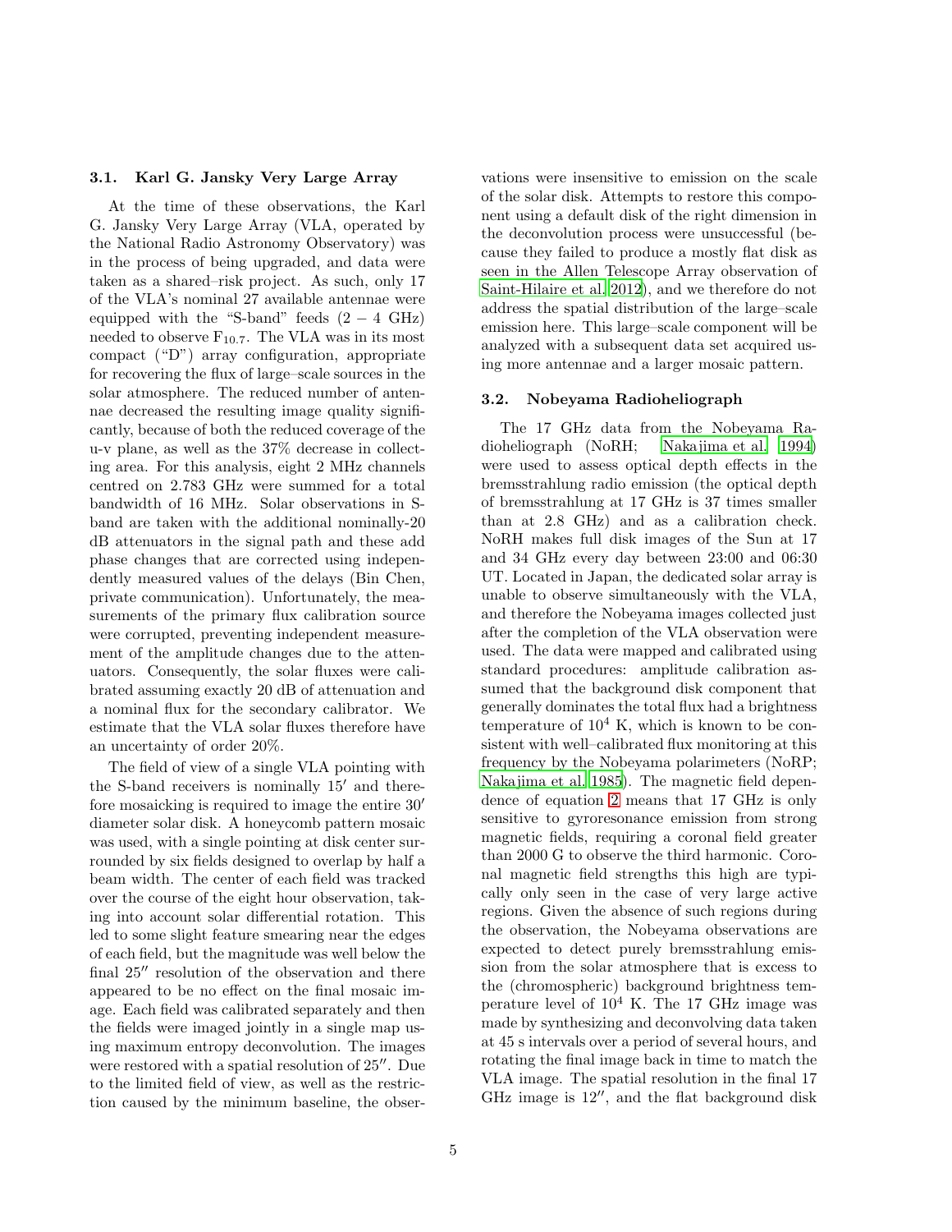### 3.1. Karl G. Jansky Very Large Array

At the time of these observations, the Karl G. Jansky Very Large Array (VLA, operated by the National Radio Astronomy Observatory) was in the process of being upgraded, and data were taken as a shared–risk project. As such, only 17 of the VLA's nominal 27 available antennae were equipped with the "S-band" feeds ($2 - 4$ GHz) needed to observe $F_{10.7}$. The VLA was in its most compact ("D") array configuration, appropriate for recovering the flux of large–scale sources in the solar atmosphere. The reduced number of antennae decreased the resulting image quality significantly, because of both the reduced coverage of the u-v plane, as well as the 37% decrease in collecting area. For this analysis, eight 2 MHz channels centred on 2.783 GHz were summed for a total bandwidth of 16 MHz. Solar observations in S-band are taken with the additional nominally-20 dB attenuators in the signal path and these add phase changes that are corrected using independently measured values of the delays (Bin Chen, private communication). Unfortunately, the measurements of the primary flux calibration source were corrupted, preventing independent measurement of the amplitude changes due to the attenuators. Consequently, the solar fluxes were calibrated assuming exactly 20 dB of attenuation and a nominal flux for the secondary calibrator. We estimate that the VLA solar fluxes therefore have an uncertainty of order 20%.

The field of view of a single VLA pointing with the S-band receivers is nominally $15'$ and therefore mosaicking is required to image the entire $30'$ diameter solar disk. A honeycomb pattern mosaic was used, with a single pointing at disk center surrounded by six fields designed to overlap by half a beam width. The center of each field was tracked over the course of the eight hour observation, taking into account solar differential rotation. This led to some slight feature smearing near the edges of each field, but the magnitude was well below the final $25''$ resolution of the observation and there appeared to be no effect on the final mosaic image. Each field was calibrated separately and then the fields were imaged jointly in a single map using maximum entropy deconvolution. The images were restored with a spatial resolution of $25''$. Due to the limited field of view, as well as the restriction caused by the minimum baseline, the observations were insensitive to emission on the scale of the solar disk. Attempts to restore this component using a default disk of the right dimension in the deconvolution process were unsuccessful (because they failed to produce a mostly flat disk as seen in the Allen Telescope Array observation of Saint-Hilaire et al. 2012), and we therefore do not address the spatial distribution of the large–scale emission here. This large–scale component will be analyzed with a subsequent data set acquired using more antennae and a larger mosaic pattern.

### 3.2. Nobeyama Radioheliograph

The 17 GHz data from the Nobeyama Radioheliograph (NoRH; Nakajima et al. 1994) were used to assess optical depth effects in the bremsstrahlung radio emission (the optical depth of bremsstrahlung at 17 GHz is 37 times smaller than at 2.8 GHz) and as a calibration check. NoRH makes full disk images of the Sun at 17 and 34 GHz every day between 23:00 and 06:30 UT. Located in Japan, the dedicated solar array is unable to observe simultaneously with the VLA, and therefore the Nobeyama images collected just after the completion of the VLA observation were used. The data were mapped and calibrated using standard procedures: amplitude calibration assumed that the background disk component that generally dominates the total flux had a brightness temperature of $10^4$ K, which is known to be consistent with well–calibrated flux monitoring at this frequency by the Nobeyama polarimeters (NoRP; Nakajima et al. 1985). The magnetic field dependence of equation 2 means that 17 GHz is only sensitive to gyroresonance emission from strong magnetic fields, requiring a coronal field greater than 2000 G to observe the third harmonic. Coronal magnetic field strengths this high are typically only seen in the case of very large active regions. Given the absence of such regions during the observation, the Nobeyama observations are expected to detect purely bremsstrahlung emission from the solar atmosphere that is excess to the (chromospheric) background brightness temperature level of $10^4$ K. The 17 GHz image was made by synthesizing and deconvolving data taken at 45 s intervals over a period of several hours, and rotating the final image back in time to match the VLA image. The spatial resolution in the final 17 GHz image is $12''$, and the flat background disk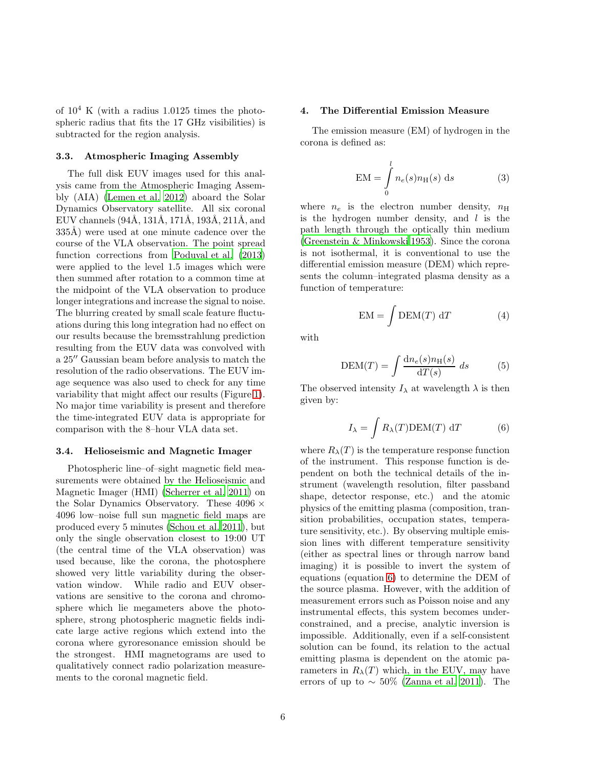of $10^4$ K (with a radius 1.0125 times the photospheric radius that fits the 17 GHz visibilities) is subtracted for the region analysis.

### 3.3. Atmospheric Imaging Assembly

The full disk EUV images used for this analysis came from the Atmospheric Imaging Assembly (AIA) (Lemen et al. 2012) aboard the Solar Dynamics Observatory satellite. All six coronal EUV channels (94Å, 131Å, 171Å, 193Å, 211Å, and 335Å) were used at one minute cadence over the course of the VLA observation. The point spread function corrections from Poduval et al. (2013) were applied to the level 1.5 images which were then summed after rotation to a common time at the midpoint of the VLA observation to produce longer integrations and increase the signal to noise. The blurring created by small scale feature fluctuations during this long integration had no effect on our results because the bremsstrahlung prediction resulting from the EUV data was convolved with a 25″ Gaussian beam before analysis to match the resolution of the radio observations. The EUV image sequence was also used to check for any time variability that might affect our results (Figure 1). No major time variability is present and therefore the time-integrated EUV data is appropriate for comparison with the 8–hour VLA data set.

### 3.4. Helioseismic and Magnetic Imager

Photospheric line–of–sight magnetic field measurements were obtained by the Helioseismic and Magnetic Imager (HMI) (Scherrer et al. 2011) on the Solar Dynamics Observatory. These 4096 × 4096 low–noise full sun magnetic field maps are produced every 5 minutes (Schou et al. 2011), but only the single observation closest to 19:00 UT (the central time of the VLA observation) was used because, like the corona, the photosphere showed very little variability during the observation window. While radio and EUV observations are sensitive to the corona and chromosphere which lie megameters above the photosphere, strong photospheric magnetic fields indicate large active regions which extend into the corona where gyroresonance emission should be the strongest. HMI magnetograms are used to qualitatively connect radio polarization measurements to the coronal magnetic field.

## 4. The Differential Emission Measure

The emission measure (EM) of hydrogen in the corona is defined as:

$$\mathrm{EM} = \int_0^l n_e(s) n_{\mathrm{H}}(s)\ \mathrm{d}s \tag{3}$$

where $n_e$ is the electron number density, $n_{\mathrm{H}}$ is the hydrogen number density, and $l$ is the path length through the optically thin medium (Greenstein & Minkowski 1953). Since the corona is not isothermal, it is conventional to use the differential emission measure (DEM) which represents the column–integrated plasma density as a function of temperature:

$$\mathrm{EM} = \int \mathrm{DEM}(T)\ \mathrm{d}T \tag{4}$$

with

$$\mathrm{DEM}(T) = \int \frac{\mathrm{d}n_e(s) n_{\mathrm{H}}(s)}{\mathrm{d}T(s)}\ ds \tag{5}$$

The observed intensity $I_\lambda$ at wavelength $\lambda$ is then given by:

$$I_\lambda = \int R_\lambda(T) \mathrm{DEM}(T)\ \mathrm{d}T \tag{6}$$

where $R_\lambda(T)$ is the temperature response function of the instrument. This response function is dependent on both the technical details of the instrument (wavelength resolution, filter passband shape, detector response, etc.) and the atomic physics of the emitting plasma (composition, transition probabilities, occupation states, temperature sensitivity, etc.). By observing multiple emission lines with different temperature sensitivity (either as spectral lines or through narrow band imaging) it is possible to invert the system of equations (equation 6) to determine the DEM of the source plasma. However, with the addition of measurement errors such as Poisson noise and any instrumental effects, this system becomes underconstrained, and a precise, analytic inversion is impossible. Additionally, even if a self-consistent solution can be found, its relation to the actual emitting plasma is dependent on the atomic parameters in $R_\lambda(T)$ which, in the EUV, may have errors of up to $\sim 50\%$ (Zanna et al. 2011). The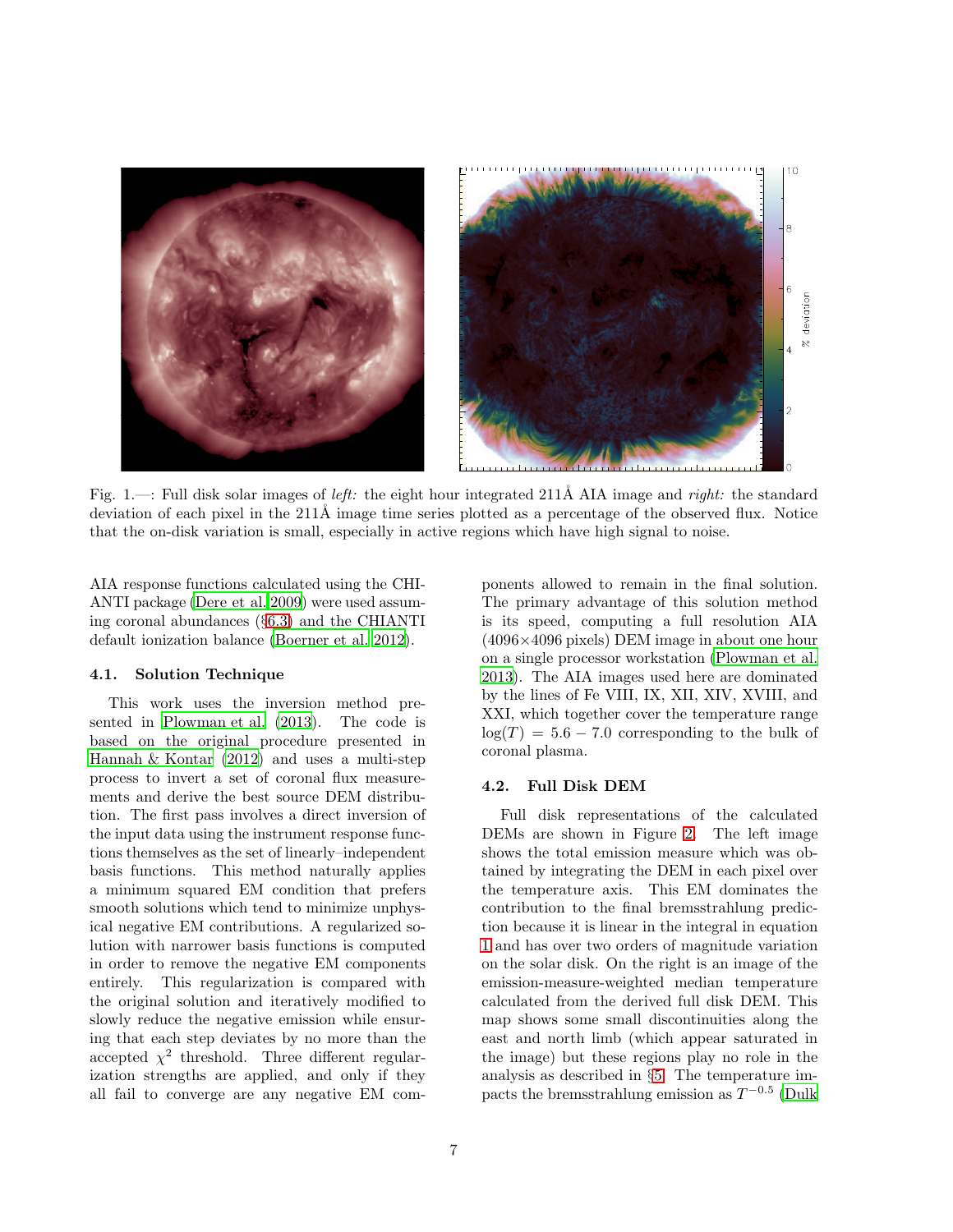Fig. 1.—: Full disk solar images of *left:* the eight hour integrated 211Å AIA image and *right:* the standard deviation of each pixel in the 211Å image time series plotted as a percentage of the observed flux. Notice that the on-disk variation is small, especially in active regions which have high signal to noise.

AIA response functions calculated using the CHIANTI package (Dere et al. 2009) were used assuming coronal abundances (§6.3) and the CHIANTI default ionization balance (Boerner et al. 2012).

### 4.1. Solution Technique

This work uses the inversion method presented in Plowman et al. (2013). The code is based on the original procedure presented in Hannah & Kontar (2012) and uses a multi-step process to invert a set of coronal flux measurements and derive the best source DEM distribution. The first pass involves a direct inversion of the input data using the instrument response functions themselves as the set of linearly–independent basis functions. This method naturally applies a minimum squared EM condition that prefers smooth solutions which tend to minimize unphysical negative EM contributions. A regularized solution with narrower basis functions is computed in order to remove the negative EM components entirely. This regularization is compared with the original solution and iteratively modified to slowly reduce the negative emission while ensuring that each step deviates by no more than the accepted $\chi^2$ threshold. Three different regularization strengths are applied, and only if they all fail to converge are any negative EM components allowed to remain in the final solution. The primary advantage of this solution method is its speed, computing a full resolution AIA (4096×4096 pixels) DEM image in about one hour on a single processor workstation (Plowman et al. 2013). The AIA images used here are dominated by the lines of Fe VIII, IX, XII, XIV, XVIII, and XXI, which together cover the temperature range $\log(T) = 5.6 - 7.0$ corresponding to the bulk of coronal plasma.

### 4.2. Full Disk DEM

Full disk representations of the calculated DEMs are shown in Figure 2. The left image shows the total emission measure which was obtained by integrating the DEM in each pixel over the temperature axis. This EM dominates the contribution to the final bremsstrahlung prediction because it is linear in the integral in equation 1 and has over two orders of magnitude variation on the solar disk. On the right is an image of the emission-measure-weighted median temperature calculated from the derived full disk DEM. This map shows some small discontinuities along the east and north limb (which appear saturated in the image) but these regions play no role in the analysis as described in §5. The temperature impacts the bremsstrahlung emission as $T^{-0.5}$ (Dulk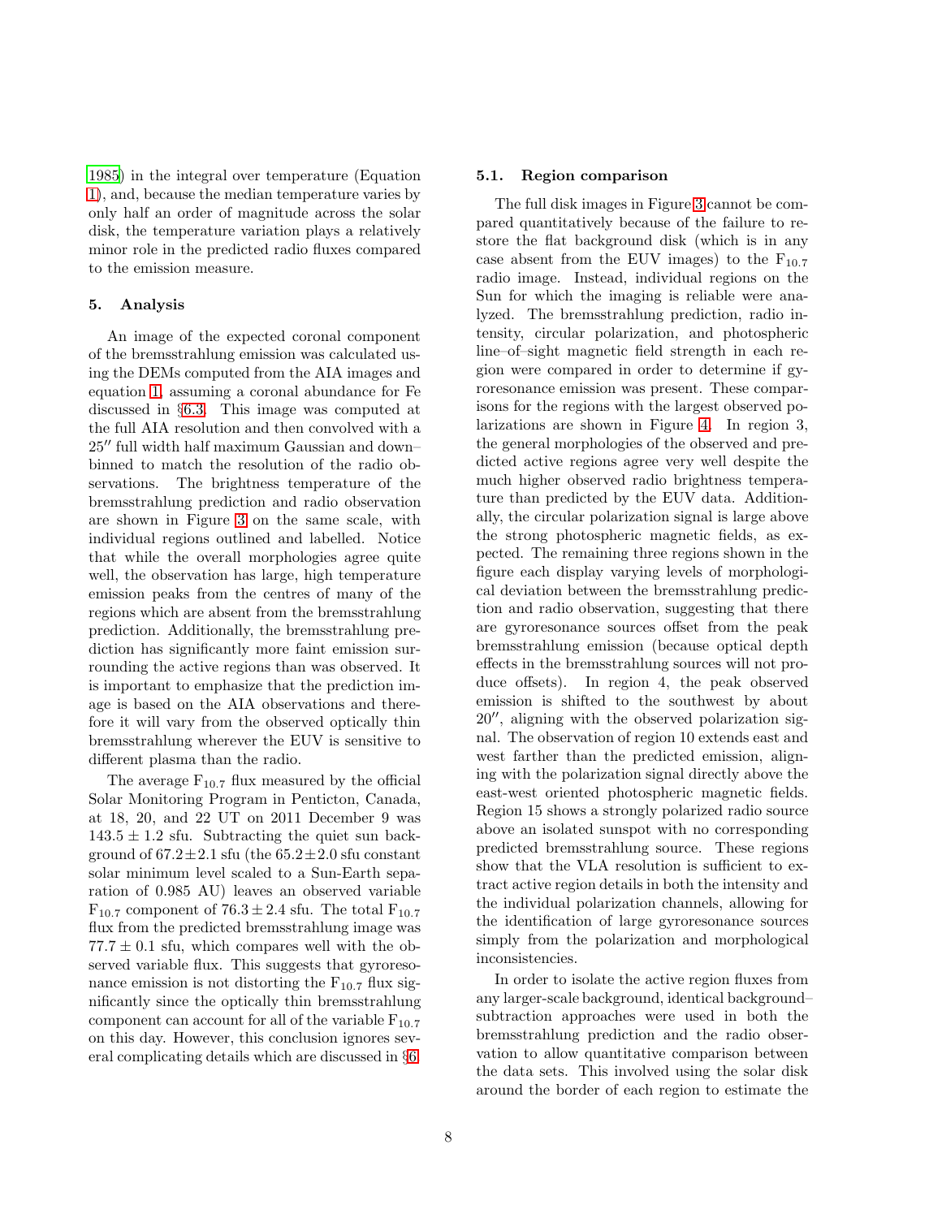1985) in the integral over temperature (Equation 1), and, because the median temperature varies by only half an order of magnitude across the solar disk, the temperature variation plays a relatively minor role in the predicted radio fluxes compared to the emission measure.

## 5. Analysis

An image of the expected coronal component of the bremsstrahlung emission was calculated using the DEMs computed from the AIA images and equation 1, assuming a coronal abundance for Fe discussed in §6.3. This image was computed at the full AIA resolution and then convolved with a $25''$ full width half maximum Gaussian and down–binned to match the resolution of the radio observations. The brightness temperature of the bremsstrahlung prediction and radio observation are shown in Figure 3 on the same scale, with individual regions outlined and labelled. Notice that while the overall morphologies agree quite well, the observation has large, high temperature emission peaks from the centres of many of the regions which are absent from the bremsstrahlung prediction. Additionally, the bremsstrahlung prediction has significantly more faint emission surrounding the active regions than was observed. It is important to emphasize that the prediction image is based on the AIA observations and therefore it will vary from the observed optically thin bremsstrahlung wherever the EUV is sensitive to different plasma than the radio.

The average $F_{10.7}$ flux measured by the official Solar Monitoring Program in Penticton, Canada, at 18, 20, and 22 UT on 2011 December 9 was $143.5 \pm 1.2$ sfu. Subtracting the quiet sun background of $67.2 \pm 2.1$ sfu (the $65.2 \pm 2.0$ sfu constant solar minimum level scaled to a Sun-Earth separation of 0.985 AU) leaves an observed variable $F_{10.7}$ component of $76.3 \pm 2.4$ sfu. The total $F_{10.7}$ flux from the predicted bremsstrahlung image was $77.7 \pm 0.1$ sfu, which compares well with the observed variable flux. This suggests that gyroresonance emission is not distorting the $F_{10.7}$ flux significantly since the optically thin bremsstrahlung component can account for all of the variable $F_{10.7}$ on this day. However, this conclusion ignores several complicating details which are discussed in §6.

### 5.1. Region comparison

The full disk images in Figure 3 cannot be compared quantitatively because of the failure to restore the flat background disk (which is in any case absent from the EUV images) to the $F_{10.7}$ radio image. Instead, individual regions on the Sun for which the imaging is reliable were analyzed. The bremsstrahlung prediction, radio intensity, circular polarization, and photospheric line–of–sight magnetic field strength in each region were compared in order to determine if gyroresonance emission was present. These comparisons for the regions with the largest observed polarizations are shown in Figure 4. In region 3, the general morphologies of the observed and predicted active regions agree very well despite the much higher observed radio brightness temperature than predicted by the EUV data. Additionally, the circular polarization signal is large above the strong photospheric magnetic fields, as expected. The remaining three regions shown in the figure each display varying levels of morphological deviation between the bremsstrahlung prediction and radio observation, suggesting that there are gyroresonance sources offset from the peak bremsstrahlung emission (because optical depth effects in the bremsstrahlung sources will not produce offsets). In region 4, the peak observed emission is shifted to the southwest by about $20''$, aligning with the observed polarization signal. The observation of region 10 extends east and west farther than the predicted emission, aligning with the polarization signal directly above the east-west oriented photospheric magnetic fields. Region 15 shows a strongly polarized radio source above an isolated sunspot with no corresponding predicted bremsstrahlung source. These regions show that the VLA resolution is sufficient to extract active region details in both the intensity and the individual polarization channels, allowing for the identification of large gyroresonance sources simply from the polarization and morphological inconsistencies.

In order to isolate the active region fluxes from any larger-scale background, identical background–subtraction approaches were used in both the bremsstrahlung prediction and the radio observation to allow quantitative comparison between the data sets. This involved using the solar disk around the border of each region to estimate the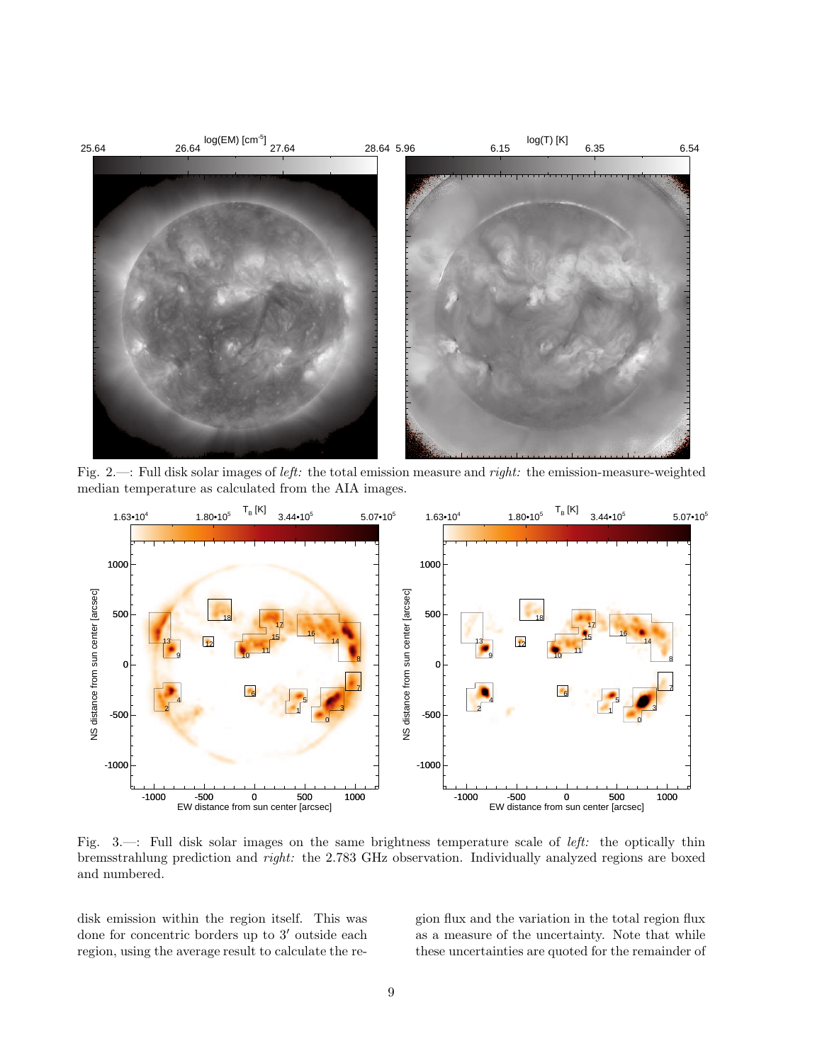Fig. 2.—: Full disk solar images of *left:* the total emission measure and *right:* the emission-measure-weighted median temperature as calculated from the AIA images.

Fig. 3.—: Full disk solar images on the same brightness temperature scale of *left:* the optically thin bremsstrahlung prediction and *right:* the 2.783 GHz observation. Individually analyzed regions are boxed and numbered.

disk emission within the region itself. This was done for concentric borders up to $3'$ outside each region, using the average result to calculate the region flux and the variation in the total region flux as a measure of the uncertainty. Note that while these uncertainties are quoted for the remainder of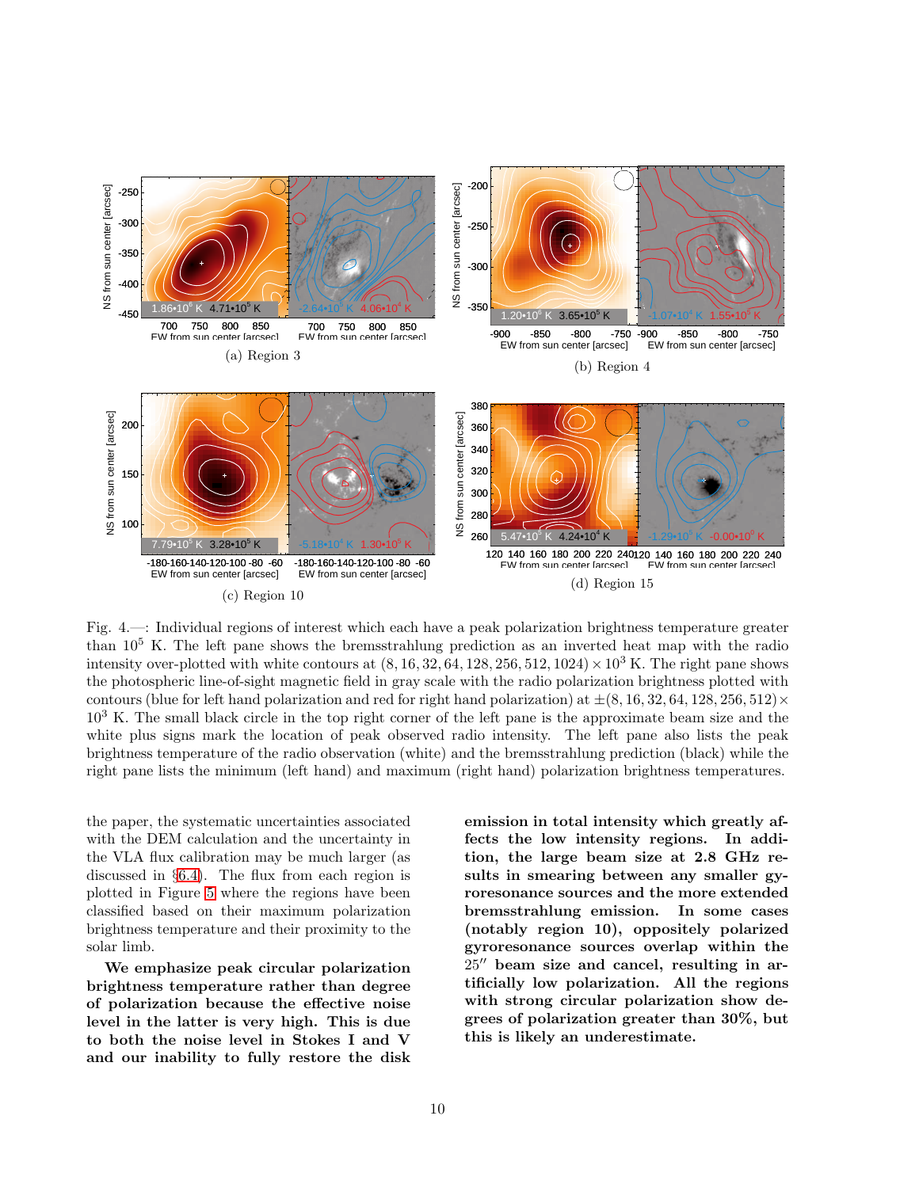(a) Region 3

(b) Region 4

(c) Region 10

(d) Region 15

Fig. 4.—: Individual regions of interest which each have a peak polarization brightness temperature greater than $10^5$ K. The left pane shows the bremsstrahlung prediction as an inverted heat map with the radio intensity over-plotted with white contours at $(8, 16, 32, 64, 128, 256, 512, 1024) \times 10^3$ K. The right pane shows the photospheric line-of-sight magnetic field in gray scale with the radio polarization brightness plotted with contours (blue for left hand polarization and red for right hand polarization) at $\pm(8, 16, 32, 64, 128, 256, 512) \times 10^3$ K. The small black circle in the top right corner of the left pane is the approximate beam size and the white plus signs mark the location of peak observed radio intensity. The left pane also lists the peak brightness temperature of the radio observation (white) and the bremsstrahlung prediction (black) while the right pane lists the minimum (left hand) and maximum (right hand) polarization brightness temperatures.

the paper, the systematic uncertainties associated with the DEM calculation and the uncertainty in the VLA flux calibration may be much larger (as discussed in §6.4). The flux from each region is plotted in Figure 5 where the regions have been classified based on their maximum polarization brightness temperature and their proximity to the solar limb.

**We emphasize peak circular polarization brightness temperature rather than degree of polarization because the effective noise level in the latter is very high. This is due to both the noise level in Stokes I and V and our inability to fully restore the disk emission in total intensity which greatly affects the low intensity regions. In addition, the large beam size at 2.8 GHz results in smearing between any smaller gyroresonance sources and the more extended bremsstrahlung emission. In some cases (notably region 10), oppositely polarized gyroresonance sources overlap within the $25''$ beam size and cancel, resulting in artificially low polarization. All the regions with strong circular polarization show degrees of polarization greater than 30%, but this is likely an underestimate.**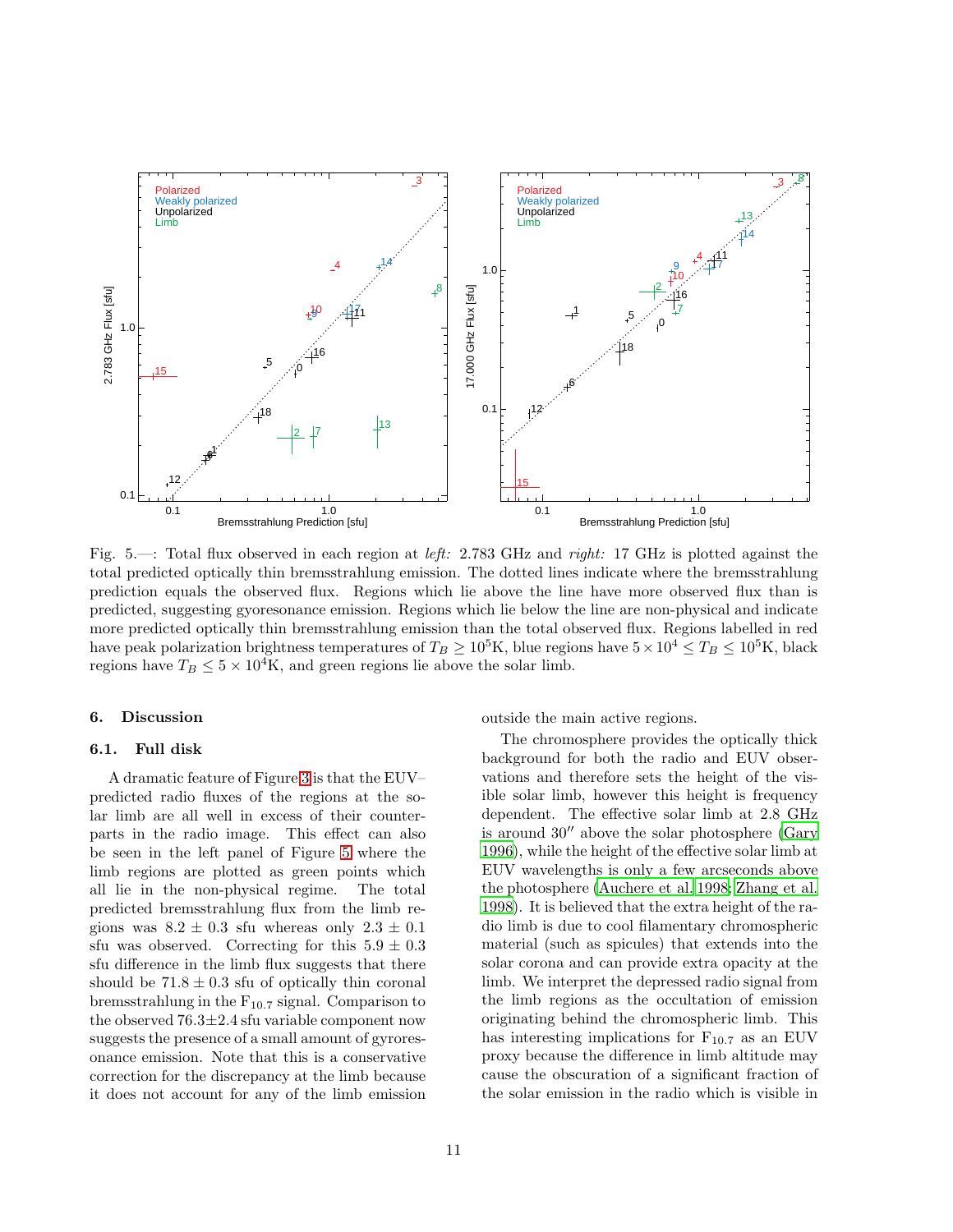Fig. 5.—: Total flux observed in each region at *left:* 2.783 GHz and *right:* 17 GHz is plotted against the total predicted optically thin bremsstrahlung emission. The dotted lines indicate where the bremsstrahlung prediction equals the observed flux. Regions which lie above the line have more observed flux than is predicted, suggesting gyoresonance emission. Regions which lie below the line are non-physical and indicate more predicted optically thin bremsstrahlung emission than the total observed flux. Regions labelled in red have peak polarization brightness temperatures of $T_B \geq 10^5$K, blue regions have $5 \times 10^4 \leq T_B \leq 10^5$K, black regions have $T_B \leq 5 \times 10^4$K, and green regions lie above the solar limb.

## 6. Discussion

### 6.1. Full disk

A dramatic feature of Figure 3 is that the EUV–predicted radio fluxes of the regions at the solar limb are all well in excess of their counterparts in the radio image. This effect can also be seen in the left panel of Figure 5 where the limb regions are plotted as green points which all lie in the non-physical regime. The total predicted bremsstrahlung flux from the limb regions was 8.2 ± 0.3 sfu whereas only 2.3 ± 0.1 sfu was observed. Correcting for this 5.9 ± 0.3 sfu difference in the limb flux suggests that there should be 71.8 ± 0.3 sfu of optically thin coronal bremsstrahlung in the $F_{10.7}$ signal. Comparison to the observed 76.3±2.4 sfu variable component now suggests the presence of a small amount of gyroresonance emission. Note that this is a conservative correction for the discrepancy at the limb because it does not account for any of the limb emission outside the main active regions.

The chromosphere provides the optically thick background for both the radio and EUV observations and therefore sets the height of the visible solar limb, however this height is frequency dependent. The effective solar limb at 2.8 GHz is around 30″ above the solar photosphere (Gary 1996), while the height of the effective solar limb at EUV wavelengths is only a few arcseconds above the photosphere (Auchere et al. 1998; Zhang et al. 1998). It is believed that the extra height of the radio limb is due to cool filamentary chromospheric material (such as spicules) that extends into the solar corona and can provide extra opacity at the limb. We interpret the depressed radio signal from the limb regions as the occultation of emission originating behind the chromospheric limb. This has interesting implications for $F_{10.7}$ as an EUV proxy because the difference in limb altitude may cause the obscuration of a significant fraction of the solar emission in the radio which is visible in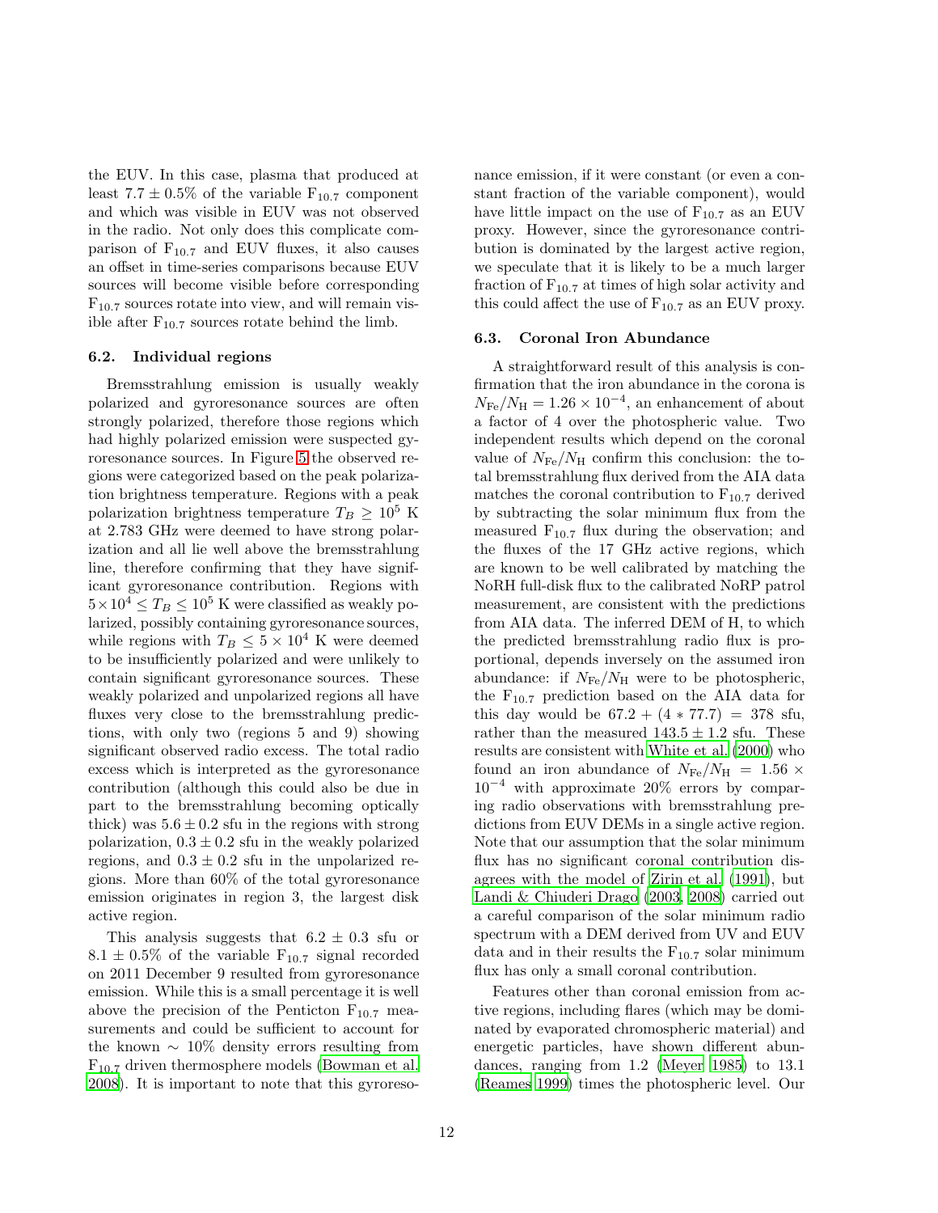the EUV. In this case, plasma that produced at least $7.7 \pm 0.5\%$ of the variable $F_{10.7}$ component and which was visible in EUV was not observed in the radio. Not only does this complicate comparison of $F_{10.7}$ and EUV fluxes, it also causes an offset in time-series comparisons because EUV sources will become visible before corresponding $F_{10.7}$ sources rotate into view, and will remain visible after $F_{10.7}$ sources rotate behind the limb.

### 6.2. Individual regions

Bremsstrahlung emission is usually weakly polarized and gyroresonance sources are often strongly polarized, therefore those regions which had highly polarized emission were suspected gyroresonance sources. In Figure 5 the observed regions were categorized based on the peak polarization brightness temperature. Regions with a peak polarization brightness temperature $T_B \geq 10^5$ K at 2.783 GHz were deemed to have strong polarization and all lie well above the bremsstrahlung line, therefore confirming that they have significant gyroresonance contribution. Regions with $5 \times 10^4 \leq T_B \leq 10^5$ K were classified as weakly polarized, possibly containing gyroresonance sources, while regions with $T_B \leq 5 \times 10^4$ K were deemed to be insufficiently polarized and were unlikely to contain significant gyroresonance sources. These weakly polarized and unpolarized regions all have fluxes very close to the bremsstrahlung predictions, with only two (regions 5 and 9) showing significant observed radio excess. The total radio excess which is interpreted as the gyroresonance contribution (although this could also be due in part to the bremsstrahlung becoming optically thick) was $5.6 \pm 0.2$ sfu in the regions with strong polarization, $0.3 \pm 0.2$ sfu in the weakly polarized regions, and $0.3 \pm 0.2$ sfu in the unpolarized regions. More than 60% of the total gyroresonance emission originates in region 3, the largest disk active region.

This analysis suggests that $6.2 \pm 0.3$ sfu or $8.1 \pm 0.5\%$ of the variable $F_{10.7}$ signal recorded on 2011 December 9 resulted from gyroresonance emission. While this is a small percentage it is well above the precision of the Penticton $F_{10.7}$ measurements and could be sufficient to account for the known $\sim 10\%$ density errors resulting from $F_{10.7}$ driven thermosphere models (Bowman et al. 2008). It is important to note that this gyroresonance emission, if it were constant (or even a constant fraction of the variable component), would have little impact on the use of $F_{10.7}$ as an EUV proxy. However, since the gyroresonance contribution is dominated by the largest active region, we speculate that it is likely to be a much larger fraction of $F_{10.7}$ at times of high solar activity and this could affect the use of $F_{10.7}$ as an EUV proxy.

### 6.3. Coronal Iron Abundance

A straightforward result of this analysis is confirmation that the iron abundance in the corona is $N_{\mathrm{Fe}}/N_{\mathrm{H}} = 1.26 \times 10^{-4}$, an enhancement of about a factor of 4 over the photospheric value. Two independent results which depend on the coronal value of $N_{\mathrm{Fe}}/N_{\mathrm{H}}$ confirm this conclusion: the total bremsstrahlung flux derived from the AIA data matches the coronal contribution to $F_{10.7}$ derived by subtracting the solar minimum flux from the measured $F_{10.7}$ flux during the observation; and the fluxes of the 17 GHz active regions, which are known to be well calibrated by matching the NoRH full-disk flux to the calibrated NoRP patrol measurement, are consistent with the predictions from AIA data. The inferred DEM of H, to which the predicted bremsstrahlung radio flux is proportional, depends inversely on the assumed iron abundance: if $N_{\mathrm{Fe}}/N_{\mathrm{H}}$ were to be photospheric, the $F_{10.7}$ prediction based on the AIA data for this day would be $67.2 + (4 * 77.7) = 378$ sfu, rather than the measured $143.5 \pm 1.2$ sfu. These results are consistent with White et al. (2000) who found an iron abundance of $N_{\mathrm{Fe}}/N_{\mathrm{H}} = 1.56 \times 10^{-4}$ with approximate 20% errors by comparing radio observations with bremsstrahlung predictions from EUV DEMs in a single active region. Note that our assumption that the solar minimum flux has no significant coronal contribution disagrees with the model of Zirin et al. (1991), but Landi & Chiuderi Drago (2003, 2008) carried out a careful comparison of the solar minimum radio spectrum with a DEM derived from UV and EUV data and in their results the $F_{10.7}$ solar minimum flux has only a small coronal contribution.

Features other than coronal emission from active regions, including flares (which may be dominated by evaporated chromospheric material) and energetic particles, have shown different abundances, ranging from 1.2 (Meyer 1985) to 13.1 (Reames 1999) times the photospheric level. Our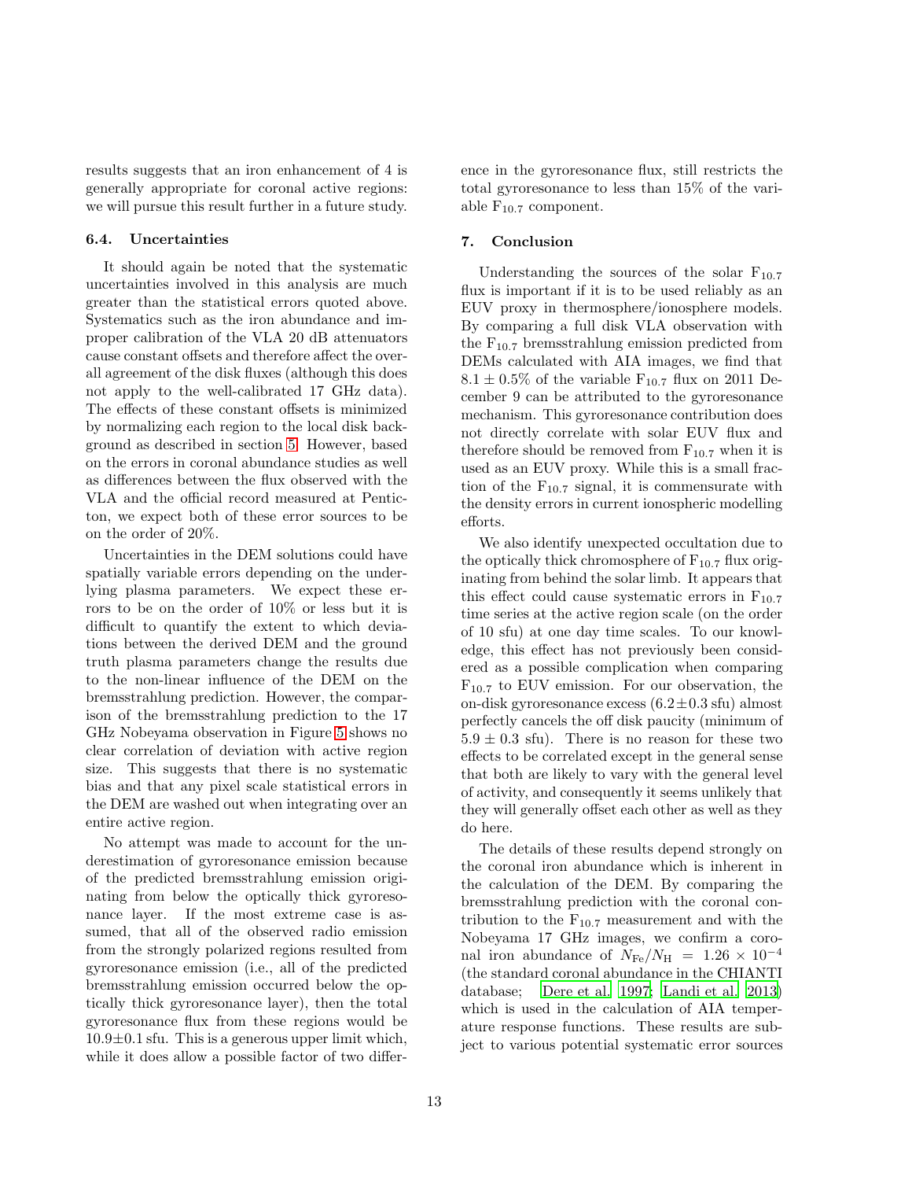results suggests that an iron enhancement of 4 is generally appropriate for coronal active regions: we will pursue this result further in a future study.

### 6.4. Uncertainties

It should again be noted that the systematic uncertainties involved in this analysis are much greater than the statistical errors quoted above. Systematics such as the iron abundance and improper calibration of the VLA 20 dB attenuators cause constant offsets and therefore affect the overall agreement of the disk fluxes (although this does not apply to the well-calibrated 17 GHz data). The effects of these constant offsets is minimized by normalizing each region to the local disk background as described in section 5. However, based on the errors in coronal abundance studies as well as differences between the flux observed with the VLA and the official record measured at Penticton, we expect both of these error sources to be on the order of 20%.

Uncertainties in the DEM solutions could have spatially variable errors depending on the underlying plasma parameters. We expect these errors to be on the order of 10% or less but it is difficult to quantify the extent to which deviations between the derived DEM and the ground truth plasma parameters change the results due to the non-linear influence of the DEM on the bremsstrahlung prediction. However, the comparison of the bremsstrahlung prediction to the 17 GHz Nobeyama observation in Figure 5 shows no clear correlation of deviation with active region size. This suggests that there is no systematic bias and that any pixel scale statistical errors in the DEM are washed out when integrating over an entire active region.

No attempt was made to account for the underestimation of gyroresonance emission because of the predicted bremsstrahlung emission originating from below the optically thick gyroresonance layer. If the most extreme case is assumed, that all of the observed radio emission from the strongly polarized regions resulted from gyroresonance emission (i.e., all of the predicted bremsstrahlung emission occurred below the optically thick gyroresonance layer), then the total gyroresonance flux from these regions would be $10.9\pm0.1$ sfu. This is a generous upper limit which, while it does allow a possible factor of two difference in the gyroresonance flux, still restricts the total gyroresonance to less than 15% of the variable $F_{10.7}$ component.

## 7. Conclusion

Understanding the sources of the solar $F_{10.7}$ flux is important if it is to be used reliably as an EUV proxy in thermosphere/ionosphere models. By comparing a full disk VLA observation with the $F_{10.7}$ bremsstrahlung emission predicted from DEMs calculated with AIA images, we find that $8.1 \pm 0.5\%$ of the variable $F_{10.7}$ flux on 2011 December 9 can be attributed to the gyroresonance mechanism. This gyroresonance contribution does not directly correlate with solar EUV flux and therefore should be removed from $F_{10.7}$ when it is used as an EUV proxy. While this is a small fraction of the $F_{10.7}$ signal, it is commensurate with the density errors in current ionospheric modelling efforts.

We also identify unexpected occultation due to the optically thick chromosphere of $F_{10.7}$ flux originating from behind the solar limb. It appears that this effect could cause systematic errors in $F_{10.7}$ time series at the active region scale (on the order of 10 sfu) at one day time scales. To our knowledge, this effect has not previously been considered as a possible complication when comparing $F_{10.7}$ to EUV emission. For our observation, the on-disk gyroresonance excess ($6.2\pm0.3$ sfu) almost perfectly cancels the off disk paucity (minimum of $5.9 \pm 0.3$ sfu). There is no reason for these two effects to be correlated except in the general sense that both are likely to vary with the general level of activity, and consequently it seems unlikely that they will generally offset each other as well as they do here.

The details of these results depend strongly on the coronal iron abundance which is inherent in the calculation of the DEM. By comparing the bremsstrahlung prediction with the coronal contribution to the $F_{10.7}$ measurement and with the Nobeyama 17 GHz images, we confirm a coronal iron abundance of $N_{\mathrm{Fe}}/N_{\mathrm{H}} = 1.26 \times 10^{-4}$ (the standard coronal abundance in the CHIANTI database; Dere et al. 1997; Landi et al. 2013) which is used in the calculation of AIA temperature response functions. These results are subject to various potential systematic error sources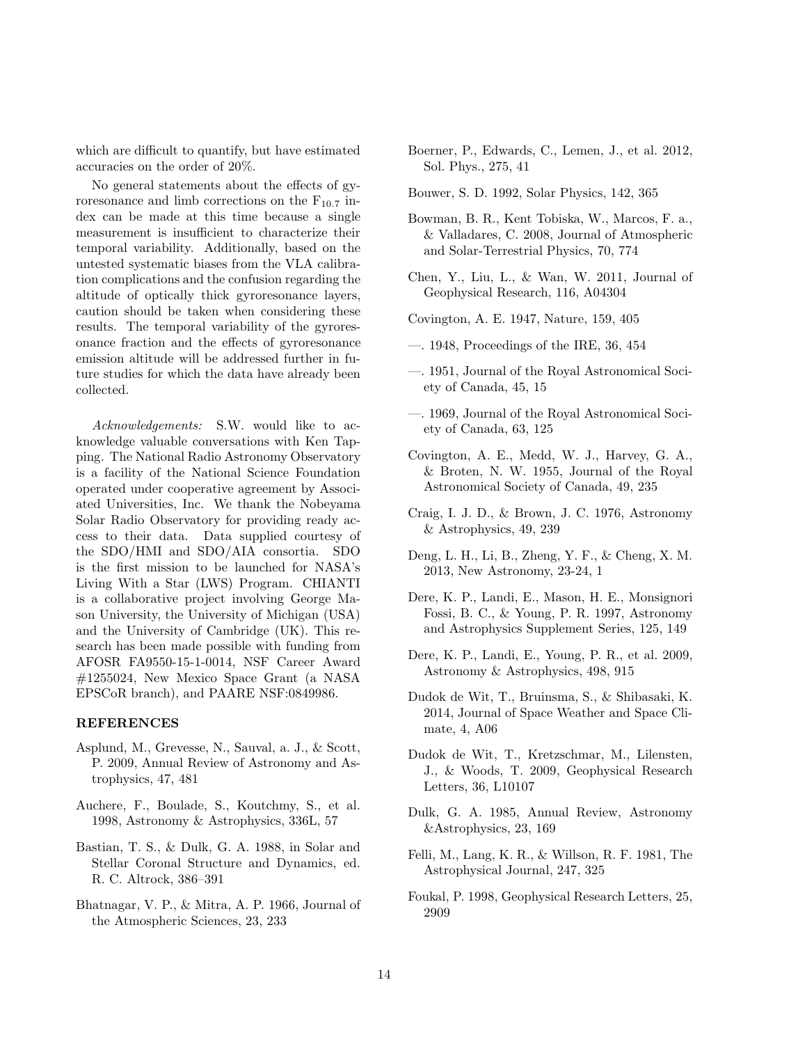which are difficult to quantify, but have estimated accuracies on the order of 20%.

No general statements about the effects of gyroresonance and limb corrections on the $F_{10.7}$ index can be made at this time because a single measurement is insufficient to characterize their temporal variability. Additionally, based on the untested systematic biases from the VLA calibration complications and the confusion regarding the altitude of optically thick gyroresonance layers, caution should be taken when considering these results. The temporal variability of the gyroresonance fraction and the effects of gyroresonance emission altitude will be addressed further in future studies for which the data have already been collected.

*Acknowledgements:* S.W. would like to acknowledge valuable conversations with Ken Tapping. The National Radio Astronomy Observatory is a facility of the National Science Foundation operated under cooperative agreement by Associated Universities, Inc. We thank the Nobeyama Solar Radio Observatory for providing ready access to their data. Data supplied courtesy of the SDO/HMI and SDO/AIA consortia. SDO is the first mission to be launched for NASA's Living With a Star (LWS) Program. CHIANTI is a collaborative project involving George Mason University, the University of Michigan (USA) and the University of Cambridge (UK). This research has been made possible with funding from AFOSR FA9550-15-1-0014, NSF Career Award #1255024, New Mexico Space Grant (a NASA EPSCoR branch), and PAARE NSF:0849986.

## REFERENCES

Asplund, M., Grevesse, N., Sauval, a. J., & Scott, P. 2009, Annual Review of Astronomy and Astrophysics, 47, 481

Auchere, F., Boulade, S., Koutchmy, S., et al. 1998, Astronomy & Astrophysics, 336L, 57

Bastian, T. S., & Dulk, G. A. 1988, in Solar and Stellar Coronal Structure and Dynamics, ed. R. C. Altrock, 386–391

Bhatnagar, V. P., & Mitra, A. P. 1966, Journal of the Atmospheric Sciences, 23, 233

Boerner, P., Edwards, C., Lemen, J., et al. 2012, Sol. Phys., 275, 41

Bouwer, S. D. 1992, Solar Physics, 142, 365

Bowman, B. R., Kent Tobiska, W., Marcos, F. a., & Valladares, C. 2008, Journal of Atmospheric and Solar-Terrestrial Physics, 70, 774

Chen, Y., Liu, L., & Wan, W. 2011, Journal of Geophysical Research, 116, A04304

Covington, A. E. 1947, Nature, 159, 405

—. 1948, Proceedings of the IRE, 36, 454

—. 1951, Journal of the Royal Astronomical Society of Canada, 45, 15

—. 1969, Journal of the Royal Astronomical Society of Canada, 63, 125

Covington, A. E., Medd, W. J., Harvey, G. A., & Broten, N. W. 1955, Journal of the Royal Astronomical Society of Canada, 49, 235

Craig, I. J. D., & Brown, J. C. 1976, Astronomy & Astrophysics, 49, 239

Deng, L. H., Li, B., Zheng, Y. F., & Cheng, X. M. 2013, New Astronomy, 23-24, 1

Dere, K. P., Landi, E., Mason, H. E., Monsignori Fossi, B. C., & Young, P. R. 1997, Astronomy and Astrophysics Supplement Series, 125, 149

Dere, K. P., Landi, E., Young, P. R., et al. 2009, Astronomy & Astrophysics, 498, 915

Dudok de Wit, T., Bruinsma, S., & Shibasaki, K. 2014, Journal of Space Weather and Space Climate, 4, A06

Dudok de Wit, T., Kretzschmar, M., Lilensten, J., & Woods, T. 2009, Geophysical Research Letters, 36, L10107

Dulk, G. A. 1985, Annual Review, Astronomy &Astrophysics, 23, 169

Felli, M., Lang, K. R., & Willson, R. F. 1981, The Astrophysical Journal, 247, 325

Foukal, P. 1998, Geophysical Research Letters, 25, 2909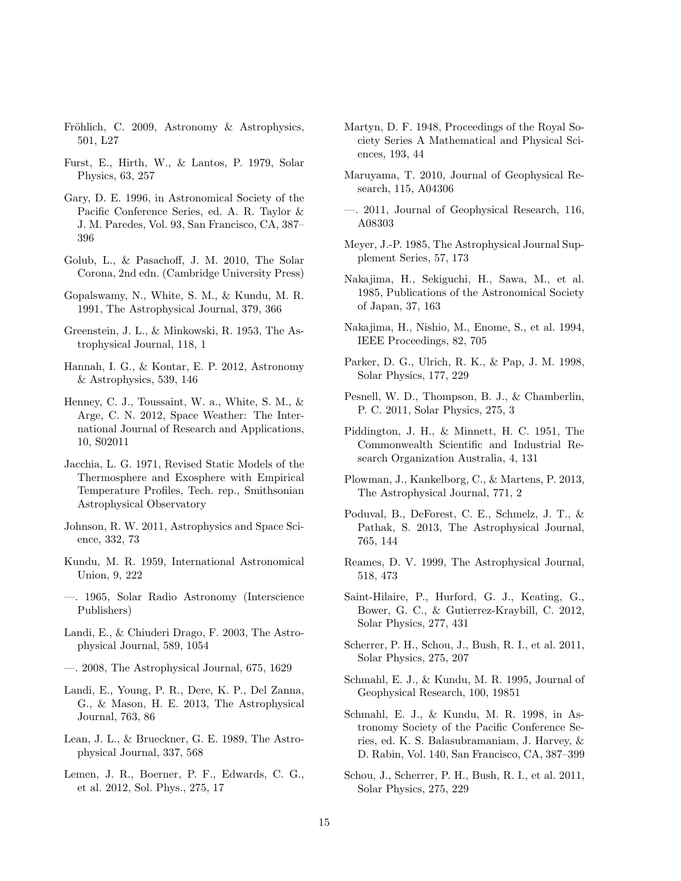Fröhlich, C. 2009, Astronomy & Astrophysics, 501, L27

Furst, E., Hirth, W., & Lantos, P. 1979, Solar Physics, 63, 257

Gary, D. E. 1996, in Astronomical Society of the Pacific Conference Series, ed. A. R. Taylor & J. M. Paredes, Vol. 93, San Francisco, CA, 387–396

Golub, L., & Pasachoff, J. M. 2010, The Solar Corona, 2nd edn. (Cambridge University Press)

Gopalswamy, N., White, S. M., & Kundu, M. R. 1991, The Astrophysical Journal, 379, 366

Greenstein, J. L., & Minkowski, R. 1953, The Astrophysical Journal, 118, 1

Hannah, I. G., & Kontar, E. P. 2012, Astronomy & Astrophysics, 539, 146

Henney, C. J., Toussaint, W. a., White, S. M., & Arge, C. N. 2012, Space Weather: The International Journal of Research and Applications, 10, S02011

Jacchia, L. G. 1971, Revised Static Models of the Thermosphere and Exosphere with Empirical Temperature Profiles, Tech. rep., Smithsonian Astrophysical Observatory

Johnson, R. W. 2011, Astrophysics and Space Science, 332, 73

Kundu, M. R. 1959, International Astronomical Union, 9, 222

—. 1965, Solar Radio Astronomy (Interscience Publishers)

Landi, E., & Chiuderi Drago, F. 2003, The Astrophysical Journal, 589, 1054

—. 2008, The Astrophysical Journal, 675, 1629

Landi, E., Young, P. R., Dere, K. P., Del Zanna, G., & Mason, H. E. 2013, The Astrophysical Journal, 763, 86

Lean, J. L., & Brueckner, G. E. 1989, The Astrophysical Journal, 337, 568

Lemen, J. R., Boerner, P. F., Edwards, C. G., et al. 2012, Sol. Phys., 275, 17

Martyn, D. F. 1948, Proceedings of the Royal Society Series A Mathematical and Physical Sciences, 193, 44

Maruyama, T. 2010, Journal of Geophysical Research, 115, A04306

—. 2011, Journal of Geophysical Research, 116, A08303

Meyer, J.-P. 1985, The Astrophysical Journal Supplement Series, 57, 173

Nakajima, H., Sekiguchi, H., Sawa, M., et al. 1985, Publications of the Astronomical Society of Japan, 37, 163

Nakajima, H., Nishio, M., Enome, S., et al. 1994, IEEE Proceedings, 82, 705

Parker, D. G., Ulrich, R. K., & Pap, J. M. 1998, Solar Physics, 177, 229

Pesnell, W. D., Thompson, B. J., & Chamberlin, P. C. 2011, Solar Physics, 275, 3

Piddington, J. H., & Minnett, H. C. 1951, The Commonwealth Scientific and Industrial Research Organization Australia, 4, 131

Plowman, J., Kankelborg, C., & Martens, P. 2013, The Astrophysical Journal, 771, 2

Poduval, B., DeForest, C. E., Schmelz, J. T., & Pathak, S. 2013, The Astrophysical Journal, 765, 144

Reames, D. V. 1999, The Astrophysical Journal, 518, 473

Saint-Hilaire, P., Hurford, G. J., Keating, G., Bower, G. C., & Gutierrez-Kraybill, C. 2012, Solar Physics, 277, 431

Scherrer, P. H., Schou, J., Bush, R. I., et al. 2011, Solar Physics, 275, 207

Schmahl, E. J., & Kundu, M. R. 1995, Journal of Geophysical Research, 100, 19851

Schmahl, E. J., & Kundu, M. R. 1998, in Astronomy Society of the Pacific Conference Series, ed. K. S. Balasubramaniam, J. Harvey, & D. Rabin, Vol. 140, San Francisco, CA, 387–399

Schou, J., Scherrer, P. H., Bush, R. I., et al. 2011, Solar Physics, 275, 229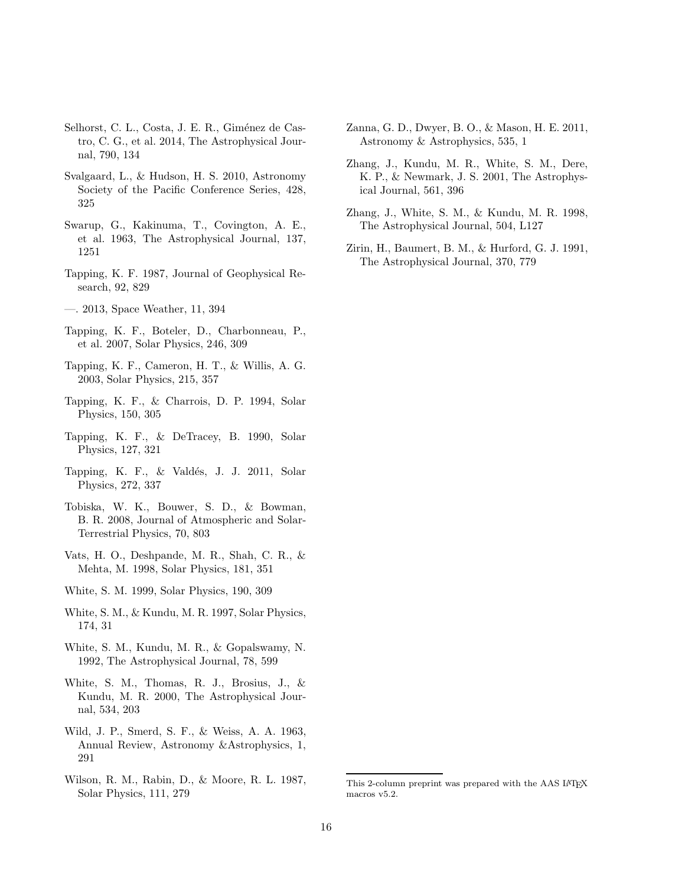Selhorst, C. L., Costa, J. E. R., Giménez de Castro, C. G., et al. 2014, The Astrophysical Journal, 790, 134

Svalgaard, L., & Hudson, H. S. 2010, Astronomy Society of the Pacific Conference Series, 428, 325

Swarup, G., Kakinuma, T., Covington, A. E., et al. 1963, The Astrophysical Journal, 137, 1251

Tapping, K. F. 1987, Journal of Geophysical Research, 92, 829

—. 2013, Space Weather, 11, 394

Tapping, K. F., Boteler, D., Charbonneau, P., et al. 2007, Solar Physics, 246, 309

Tapping, K. F., Cameron, H. T., & Willis, A. G. 2003, Solar Physics, 215, 357

Tapping, K. F., & Charrois, D. P. 1994, Solar Physics, 150, 305

Tapping, K. F., & DeTracey, B. 1990, Solar Physics, 127, 321

Tapping, K. F., & Valdés, J. J. 2011, Solar Physics, 272, 337

Tobiska, W. K., Bouwer, S. D., & Bowman, B. R. 2008, Journal of Atmospheric and Solar-Terrestrial Physics, 70, 803

Vats, H. O., Deshpande, M. R., Shah, C. R., & Mehta, M. 1998, Solar Physics, 181, 351

White, S. M. 1999, Solar Physics, 190, 309

White, S. M., & Kundu, M. R. 1997, Solar Physics, 174, 31

White, S. M., Kundu, M. R., & Gopalswamy, N. 1992, The Astrophysical Journal, 78, 599

White, S. M., Thomas, R. J., Brosius, J., & Kundu, M. R. 2000, The Astrophysical Journal, 534, 203

Wild, J. P., Smerd, S. F., & Weiss, A. A. 1963, Annual Review, Astronomy &Astrophysics, 1, 291

Wilson, R. M., Rabin, D., & Moore, R. L. 1987, Solar Physics, 111, 279

Zanna, G. D., Dwyer, B. O., & Mason, H. E. 2011, Astronomy & Astrophysics, 535, 1

Zhang, J., Kundu, M. R., White, S. M., Dere, K. P., & Newmark, J. S. 2001, The Astrophysical Journal, 561, 396

Zhang, J., White, S. M., & Kundu, M. R. 1998, The Astrophysical Journal, 504, L127

Zirin, H., Baumert, B. M., & Hurford, G. J. 1991, The Astrophysical Journal, 370, 779

---

This 2-column preprint was prepared with the AAS LaTeX macros v5.2.